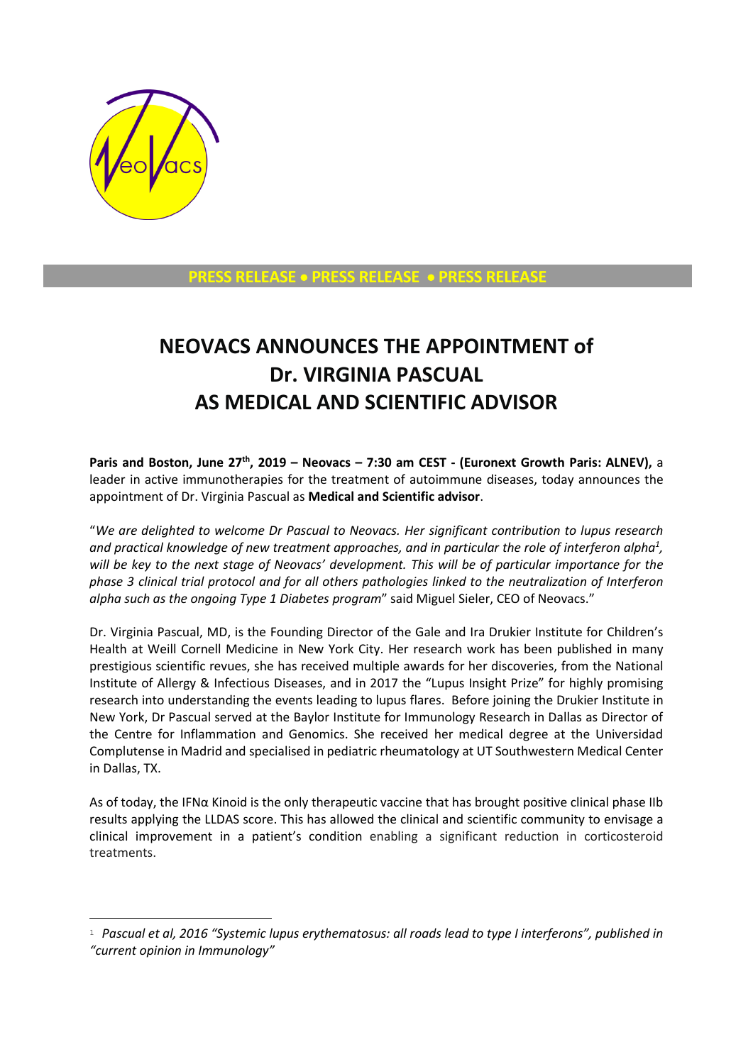PRESS RELEASE • PRESS RELEASE • PRESS RELEASE

# NEOVACS ANNOUNCES THE APPOINTMENT of Dr. VIRGINIA PASCUAL AS MEDICAL AND SCIENTIFIC ADVISOR

**Paris and Boston, June 27th, 2019 – Neovacs – 7:30 am CEST - (Euronext Growth Paris: ALNEV),** a leader in active immunotherapies for the treatment of autoimmune diseases, today announces the appointment of Dr. Virginia Pascual as **Medical and Scientific advisor**.

"*We are delighted to welcome Dr Pascual to Neovacs. Her significant contribution to lupus research and practical knowledge of new treatment approaches, and in particular the role of interferon alpha*[1]*, will be key to the next stage of Neovacs' development. This will be of particular importance for the phase 3 clinical trial protocol and for all others pathologies linked to the neutralization of Interferon alpha such as the ongoing Type 1 Diabetes program*" said Miguel Sieler, CEO of Neovacs."

Dr. Virginia Pascual, MD, is the Founding Director of the Gale and Ira Drukier Institute for Children's Health at Weill Cornell Medicine in New York City. Her research work has been published in many prestigious scientific revues, she has received multiple awards for her discoveries, from the National Institute of Allergy & Infectious Diseases, and in 2017 the "Lupus Insight Prize" for highly promising research into understanding the events leading to lupus flares. Before joining the Drukier Institute in New York, Dr Pascual served at the Baylor Institute for Immunology Research in Dallas as Director of the Centre for Inflammation and Genomics. She received her medical degree at the Universidad Complutense in Madrid and specialised in pediatric rheumatology at UT Southwestern Medical Center in Dallas, TX.

As of today, the IFNα Kinoid is the only therapeutic vaccine that has brought positive clinical phase IIb results applying the LLDAS score. This has allowed the clinical and scientific community to envisage a clinical improvement in a patient's condition enabling a significant reduction in corticosteroid treatments.

---

[1] *Pascual et al, 2016 "Systemic lupus erythematosus: all roads lead to type I interferons", published in "current opinion in Immunology"*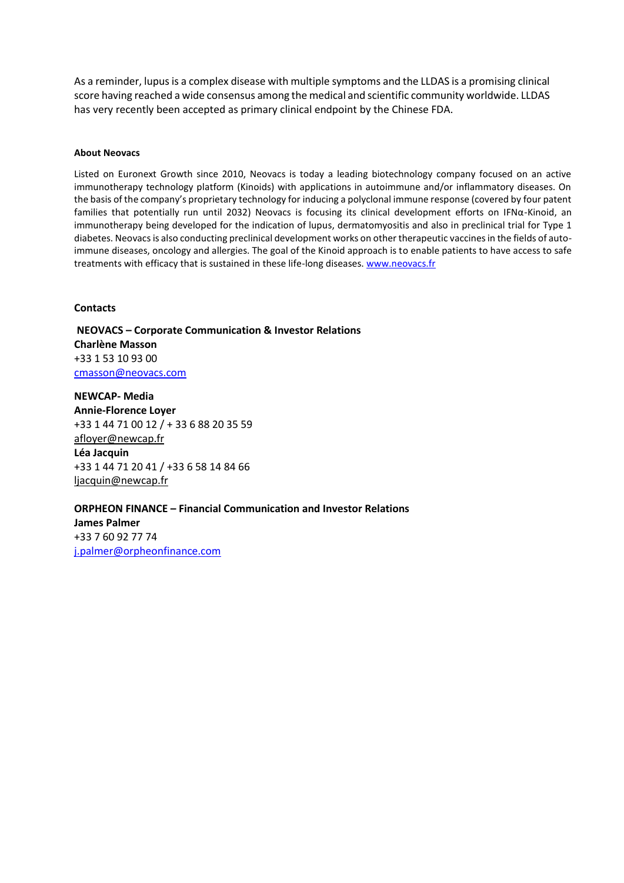As a reminder, lupus is a complex disease with multiple symptoms and the LLDAS is a promising clinical score having reached a wide consensus among the medical and scientific community worldwide. LLDAS has very recently been accepted as primary clinical endpoint by the Chinese FDA.

#### About Neovacs

Listed on Euronext Growth since 2010, Neovacs is today a leading biotechnology company focused on an active immunotherapy technology platform (Kinoids) with applications in autoimmune and/or inflammatory diseases. On the basis of the company's proprietary technology for inducing a polyclonal immune response (covered by four patent families that potentially run until 2032) Neovacs is focusing its clinical development efforts on IFNα-Kinoid, an immunotherapy being developed for the indication of lupus, dermatomyositis and also in preclinical trial for Type 1 diabetes. Neovacs is also conducting preclinical development works on other therapeutic vaccines in the fields of auto-immune diseases, oncology and allergies. The goal of the Kinoid approach is to enable patients to have access to safe treatments with efficacy that is sustained in these life-long diseases. www.neovacs.fr

### Contacts

**NEOVACS – Corporate Communication & Investor Relations**
**Charlène Masson**
+33 1 53 10 93 00
cmasson@neovacs.com

**NEWCAP- Media**
**Annie-Florence Loyer**
+33 1 44 71 00 12 / + 33 6 88 20 35 59
afloyer@newcap.fr
**Léa Jacquin**
+33 1 44 71 20 41 / +33 6 58 14 84 66
ljacquin@newcap.fr

**ORPHEON FINANCE – Financial Communication and Investor Relations**
**James Palmer**
+33 7 60 92 77 74
j.palmer@orpheonfinance.com